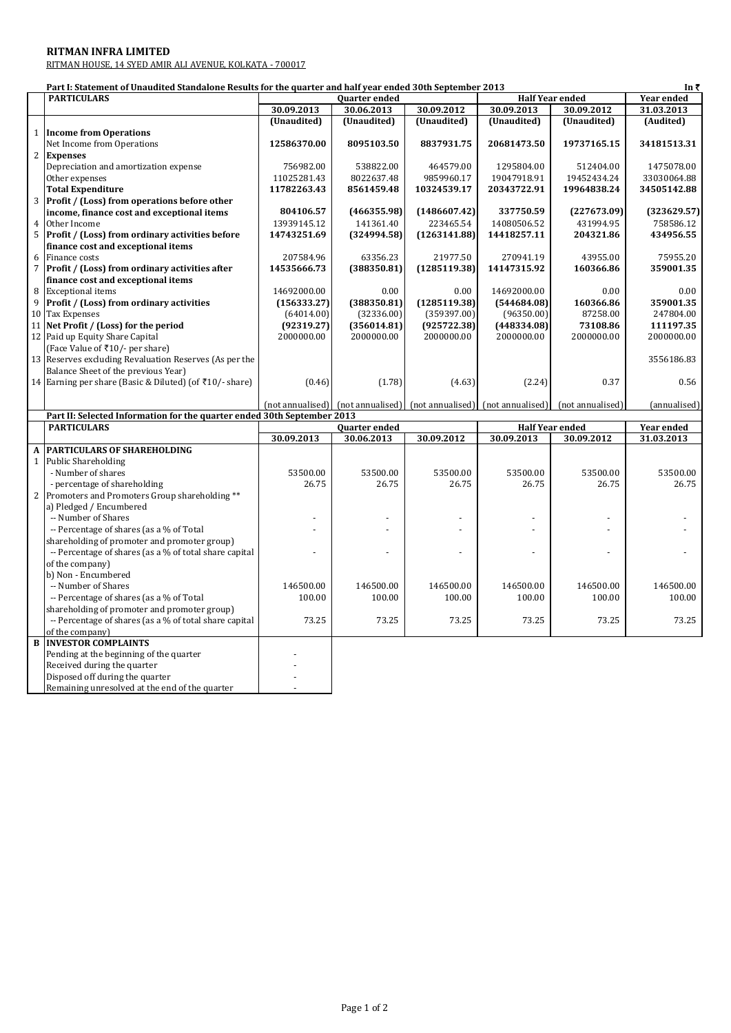**RITMAN INFRA LIMITED**

RITMAN HOUSE, 14 SYED AMIR ALI AVENUE, KOLKATA - 700017

**Part I: Statement of Unaudited Standalone Results for the quarter and half year ended 30th September 2013** In ₹

| | PARTICULARS | Quarter ended | | | Half Year ended | | Year ended |
|---|---|---|---|---|---|---|---|
| | | 30.09.2013 | 30.06.2013 | 30.09.2012 | 30.09.2013 | 30.09.2012 | 31.03.2013 |
| | | (Unaudited) | (Unaudited) | (Unaudited) | (Unaudited) | (Unaudited) | (Audited) |
| 1 | **Income from Operations** | | | | | | |
| | Net Income from Operations | **12586370.00** | **8095103.50** | **8837931.75** | **20681473.50** | **19737165.15** | **34181513.31** |
| 2 | **Expenses** | | | | | | |
| | Depreciation and amortization expense | 756982.00 | 538822.00 | 464579.00 | 1295804.00 | 512404.00 | 1475078.00 |
| | Other expenses | 11025281.43 | 8022637.48 | 9859960.17 | 19047918.91 | 19452434.24 | 33030064.88 |
| | **Total Expenditure** | **11782263.43** | **8561459.48** | **10324539.17** | **20343722.91** | **19964838.24** | **34505142.88** |
| 3 | **Profit / (Loss) from operations before other income, finance cost and exceptional items** | **804106.57** | **(466355.98)** | **(1486607.42)** | **337750.59** | **(227673.09)** | **(323629.57)** |
| 4 | Other Income | 13939145.12 | 141361.40 | 223465.54 | 14080506.52 | 431994.95 | 758586.12 |
| 5 | **Profit / (Loss) from ordinary activities before finance cost and exceptional items** | **14743251.69** | **(324994.58)** | **(1263141.88)** | **14418257.11** | **204321.86** | **434956.55** |
| 6 | Finance costs | 207584.96 | 63356.23 | 21977.50 | 270941.19 | 43955.00 | 75955.20 |
| 7 | **Profit / (Loss) from ordinary activities after finance cost and exceptional items** | **14535666.73** | **(388350.81)** | **(1285119.38)** | **14147315.92** | **160366.86** | **359001.35** |
| 8 | Exceptional items | 14692000.00 | 0.00 | 0.00 | 14692000.00 | 0.00 | 0.00 |
| 9 | **Profit / (Loss) from ordinary activities** | **(156333.27)** | **(388350.81)** | **(1285119.38)** | **(544684.08)** | **160366.86** | **359001.35** |
| 10 | Tax Expenses | (64014.00) | (32336.00) | (359397.00) | (96350.00) | 87258.00 | 247804.00 |
| 11 | **Net Profit / (Loss) for the period** | **(92319.27)** | **(356014.81)** | **(925722.38)** | **(448334.08)** | **73108.86** | **111197.35** |
| 12 | Paid up Equity Share Capital (Face Value of ₹10/- per share) | 2000000.00 | 2000000.00 | 2000000.00 | 2000000.00 | 2000000.00 | 2000000.00 |
| 13 | Reserves excluding Revaluation Reserves (As per the Balance Sheet of the previous Year) | | | | | | 3556186.83 |
| 14 | Earning per share (Basic & Diluted) (of ₹10/- share) | (0.46) | (1.78) | (4.63) | (2.24) | 0.37 | 0.56 |
| | | (not annualised) | (not annualised) | (not annualised) | (not annualised) | (not annualised) | (annualised) |

**Part II: Selected Information for the quarter ended 30th September 2013**

| | PARTICULARS | Quarter ended | | | Half Year ended | | Year ended |
|---|---|---|---|---|---|---|---|
| | | 30.09.2013 | 30.06.2013 | 30.09.2012 | 30.09.2013 | 30.09.2012 | 31.03.2013 |
| A | **PARTICULARS OF SHAREHOLDING** | | | | | | |
| 1 | Public Shareholding | | | | | | |
| | - Number of shares | 53500.00 | 53500.00 | 53500.00 | 53500.00 | 53500.00 | 53500.00 |
| | - percentage of shareholding | 26.75 | 26.75 | 26.75 | 26.75 | 26.75 | 26.75 |
| 2 | Promoters and Promoters Group shareholding ** | | | | | | |
| | a) Pledged / Encumbered | | | | | | |
| | -- Number of Shares | - | - | - | - | - | - |
| | -- Percentage of shares (as a % of Total shareholding of promoter and promoter group) | - | - | - | - | - | - |
| | -- Percentage of shares (as a % of total share capital of the company) | - | - | - | - | - | - |
| | b) Non - Encumbered | | | | | | |
| | -- Number of Shares | 146500.00 | 146500.00 | 146500.00 | 146500.00 | 146500.00 | 146500.00 |
| | -- Percentage of shares (as a % of Total shareholding of promoter and promoter group) | 100.00 | 100.00 | 100.00 | 100.00 | 100.00 | 100.00 |
| | -- Percentage of shares (as a % of total share capital of the company) | 73.25 | 73.25 | 73.25 | 73.25 | 73.25 | 73.25 |
| B | **INVESTOR COMPLAINTS** | | | | | | |
| | Pending at the beginning of the quarter | - | | | | | |
| | Received during the quarter | - | | | | | |
| | Disposed off during the quarter | - | | | | | |
| | Remaining unresolved at the end of the quarter | - | | | | | |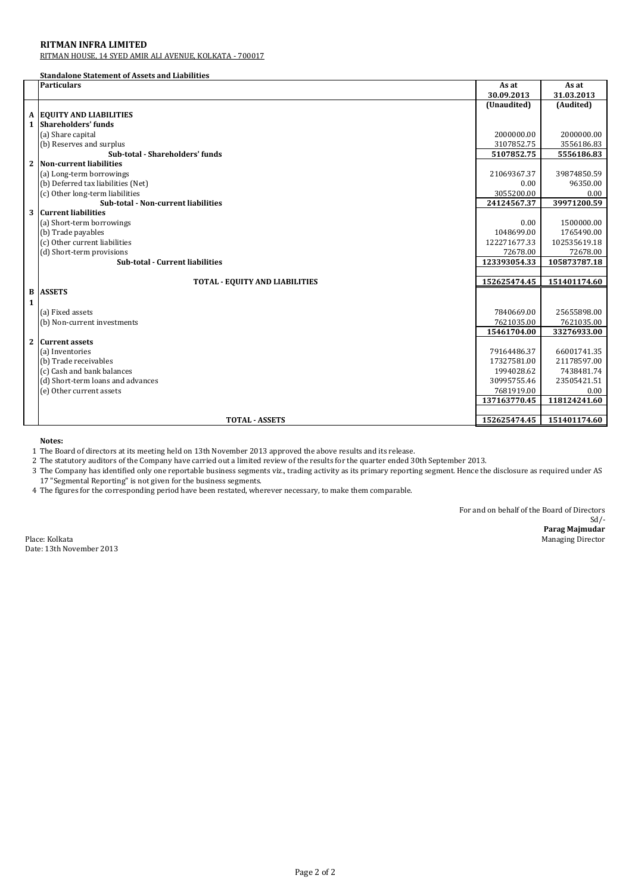**RITMAN INFRA LIMITED**

RITMAN HOUSE, 14 SYED AMIR ALI AVENUE, KOLKATA - 700017

**Standalone Statement of Assets and Liabilities**

| | Particulars | As at 30.09.2013 (Unaudited) | As at 31.03.2013 (Audited) |
|---|---|---|---|
| **A** | **EQUITY AND LIABILITIES** | | |
| **1** | **Shareholders' funds** | | |
| | (a) Share capital | 2000000.00 | 2000000.00 |
| | (b) Reserves and surplus | 3107852.75 | 3556186.83 |
| | **Sub-total - Shareholders' funds** | **5107852.75** | **5556186.83** |
| **2** | **Non-current liabilities** | | |
| | (a) Long-term borrowings | 21069367.37 | 39874850.59 |
| | (b) Deferred tax liabilities (Net) | 0.00 | 96350.00 |
| | (c) Other long-term liabilities | 3055200.00 | 0.00 |
| | **Sub-total - Non-current liabilities** | **24124567.37** | **39971200.59** |
| **3** | **Current liabilities** | | |
| | (a) Short-term borrowings | 0.00 | 1500000.00 |
| | (b) Trade payables | 1048699.00 | 1765490.00 |
| | (c) Other current liabilities | 122271677.33 | 102535619.18 |
| | (d) Short-term provisions | 72678.00 | 72678.00 |
| | **Sub-total - Current liabilities** | **123393054.33** | **105873787.18** |
| | **TOTAL - EQUITY AND LIABILITIES** | **152625474.45** | **151401174.60** |
| **B** | **ASSETS** | | |
| **1** | | | |
| | (a) Fixed assets | 7840669.00 | 25655898.00 |
| | (b) Non-current investments | 7621035.00 | 7621035.00 |
| | | **15461704.00** | **33276933.00** |
| **2** | **Current assets** | | |
| | (a) Inventories | 79164486.37 | 66001741.35 |
| | (b) Trade receivables | 17327581.00 | 21178597.00 |
| | (c) Cash and bank balances | 1994028.62 | 7438481.74 |
| | (d) Short-term loans and advances | 30995755.46 | 23505421.51 |
| | (e) Other current assets | 7681919.00 | 0.00 |
| | | **137163770.45** | **118124241.60** |
| | **TOTAL - ASSETS** | **152625474.45** | **151401174.60** |

**Notes:**

1. The Board of directors at its meeting held on 13th November 2013 approved the above results and its release.
2. The statutory auditors of the Company have carried out a limited review of the results for the quarter ended 30th September 2013.
3. The Company has identified only one reportable business segments viz., trading activity as its primary reporting segment. Hence the disclosure as required under AS 17 "Segmental Reporting" is not given for the business segments.
4. The figures for the corresponding period have been restated, wherever necessary, to make them comparable.

For and on behalf of the Board of Directors

Sd/-

**Parag Majmudar**

Managing Director

Place: Kolkata

Date: 13th November 2013